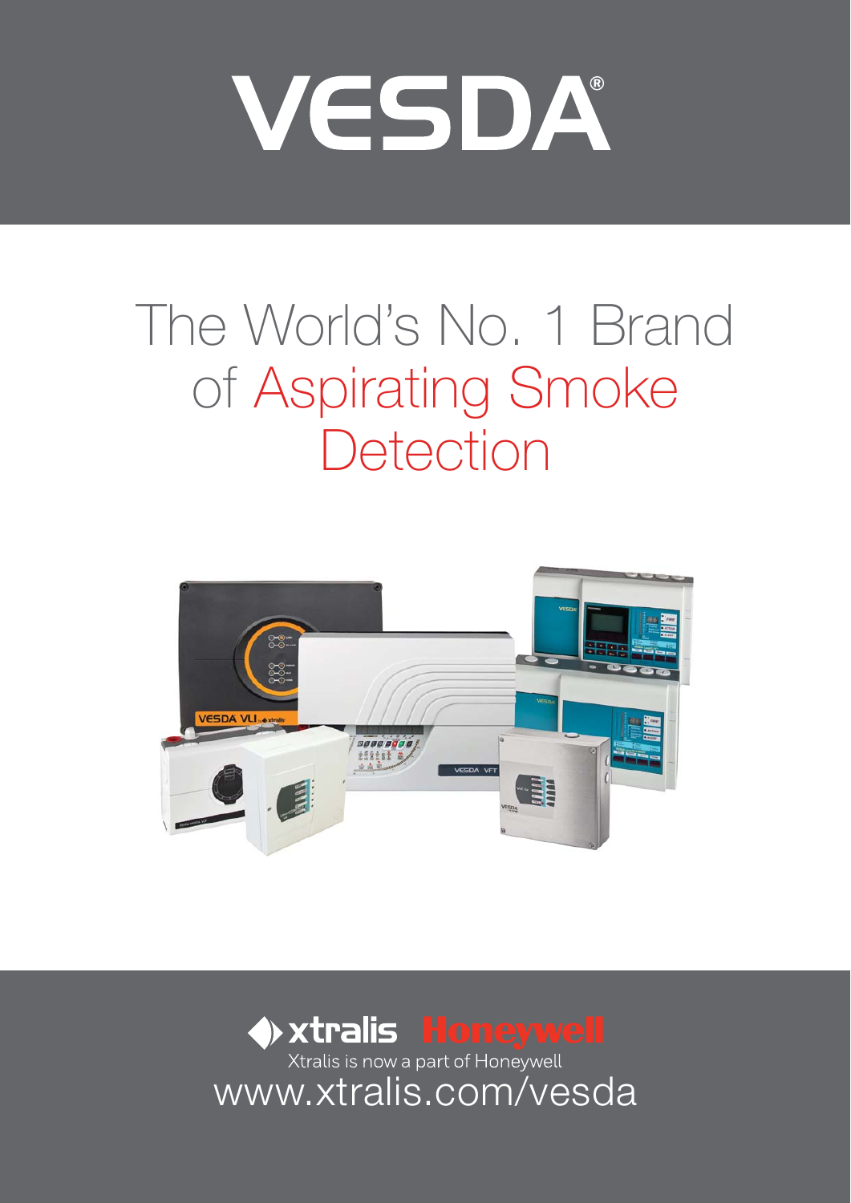# VESDA®

## The World's No. 1 Brand of Aspirating Smoke Detection

xtralis Honeywell

Xtralis is now a part of Honeywell

www.xtralis.com/vesda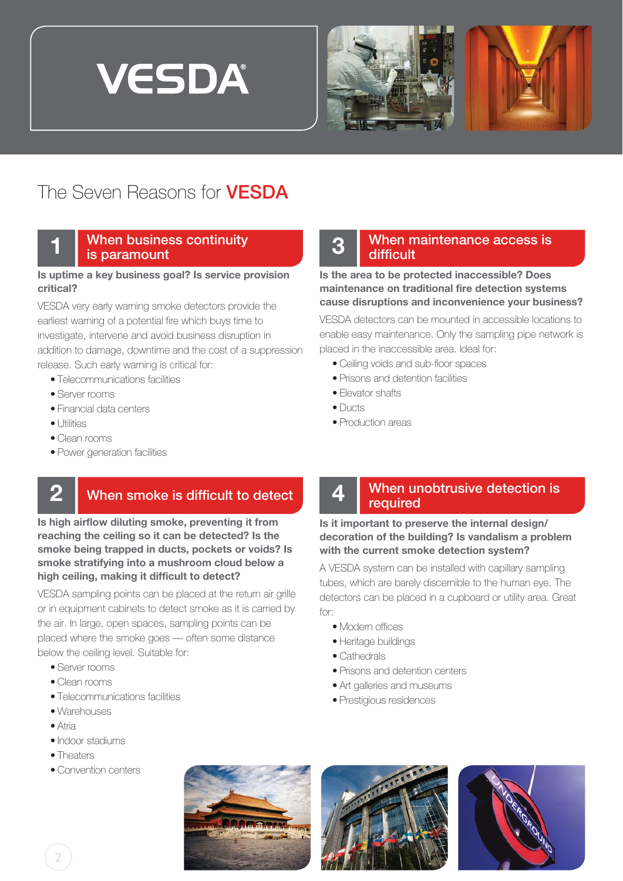# VESDA

## The Seven Reasons for VESDA

### 1 When business continuity is paramount

**Is uptime a key business goal? Is service provision critical?**

VESDA very early warning smoke detectors provide the earliest warning of a potential fire which buys time to investigate, intervene and avoid business disruption in addition to damage, downtime and the cost of a suppression release. Such early warning is critical for:

- Telecommunications facilities
- Server rooms
- Financial data centers
- Utilities
- Clean rooms
- Power generation facilities

### 2 When smoke is difficult to detect

**Is high airflow diluting smoke, preventing it from reaching the ceiling so it can be detected? Is the smoke being trapped in ducts, pockets or voids? Is smoke stratifying into a mushroom cloud below a high ceiling, making it difficult to detect?**

VESDA sampling points can be placed at the return air grille or in equipment cabinets to detect smoke as it is carried by the air. In large, open spaces, sampling points can be placed where the smoke goes — often some distance below the ceiling level. Suitable for:

- Server rooms
- Clean rooms
- Telecommunications facilities
- Warehouses
- Atria
- Indoor stadiums
- Theaters
- Convention centers

### 3 When maintenance access is difficult

**Is the area to be protected inaccessible? Does maintenance on traditional fire detection systems cause disruptions and inconvenience your business?**

VESDA detectors can be mounted in accessible locations to enable easy maintenance. Only the sampling pipe network is placed in the inaccessible area. Ideal for:

- Ceiling voids and sub-floor spaces
- Prisons and detention facilities
- Elevator shafts
- Ducts
- Production areas

### 4 When unobtrusive detection is required

**Is it important to preserve the internal design/ decoration of the building? Is vandalism a problem with the current smoke detection system?**

A VESDA system can be installed with capillary sampling tubes, which are barely discernible to the human eye. The detectors can be placed in a cupboard or utility area. Great for:

- Modern offices
- Heritage buildings
- Cathedrals
- Prisons and detention centers
- Art galleries and museums
- Prestigious residences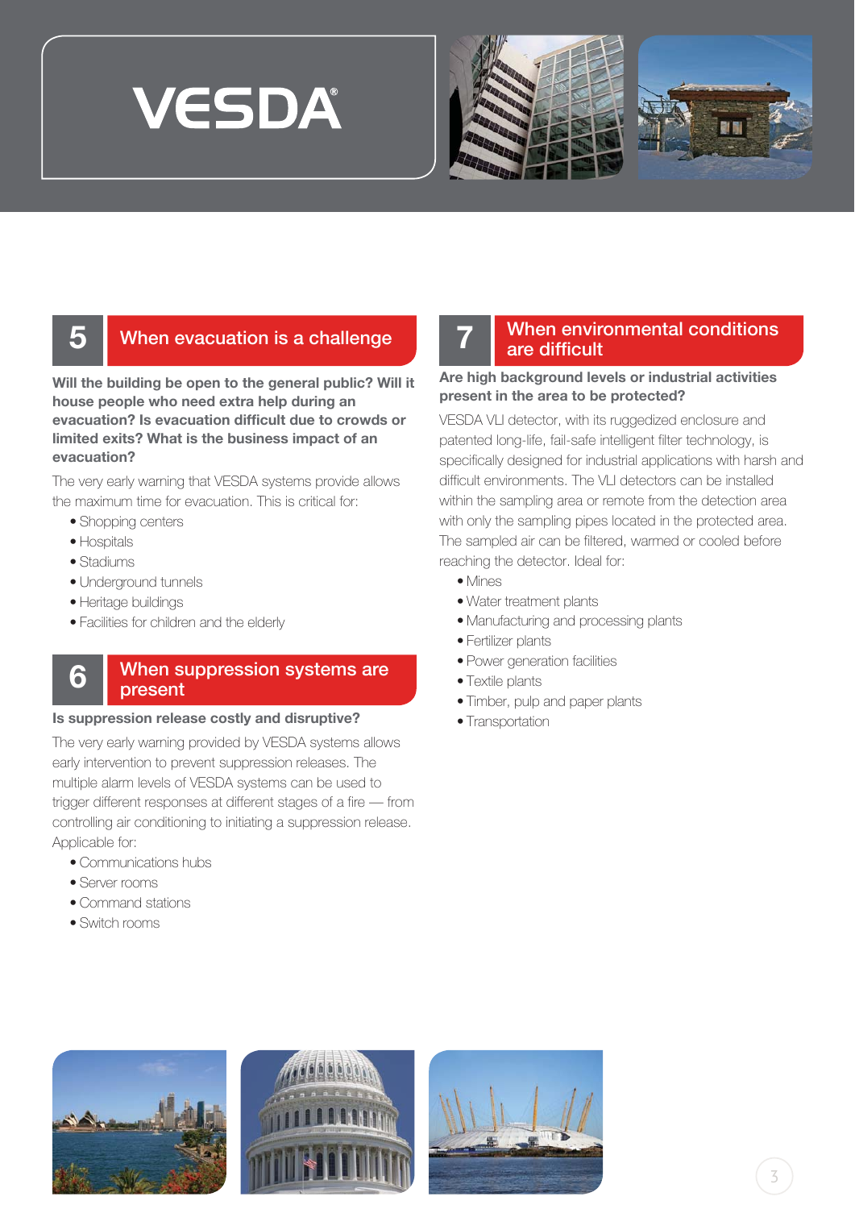VESDA®

## 5 When evacuation is a challenge

**Will the building be open to the general public? Will it house people who need extra help during an evacuation? Is evacuation difficult due to crowds or limited exits? What is the business impact of an evacuation?**

The very early warning that VESDA systems provide allows the maximum time for evacuation. This is critical for:

- Shopping centers
- Hospitals
- Stadiums
- Underground tunnels
- Heritage buildings
- Facilities for children and the elderly

## 6 When suppression systems are present

**Is suppression release costly and disruptive?**

The very early warning provided by VESDA systems allows early intervention to prevent suppression releases. The multiple alarm levels of VESDA systems can be used to trigger different responses at different stages of a fire — from controlling air conditioning to initiating a suppression release. Applicable for:

- Communications hubs
- Server rooms
- Command stations
- Switch rooms

## 7 When environmental conditions are difficult

**Are high background levels or industrial activities present in the area to be protected?**

VESDA VLI detector, with its ruggedized enclosure and patented long-life, fail-safe intelligent filter technology, is specifically designed for industrial applications with harsh and difficult environments. The VLI detectors can be installed within the sampling area or remote from the detection area with only the sampling pipes located in the protected area. The sampled air can be filtered, warmed or cooled before reaching the detector. Ideal for:

- Mines
- Water treatment plants
- Manufacturing and processing plants
- Fertilizer plants
- Power generation facilities
- Textile plants
- Timber, pulp and paper plants
- Transportation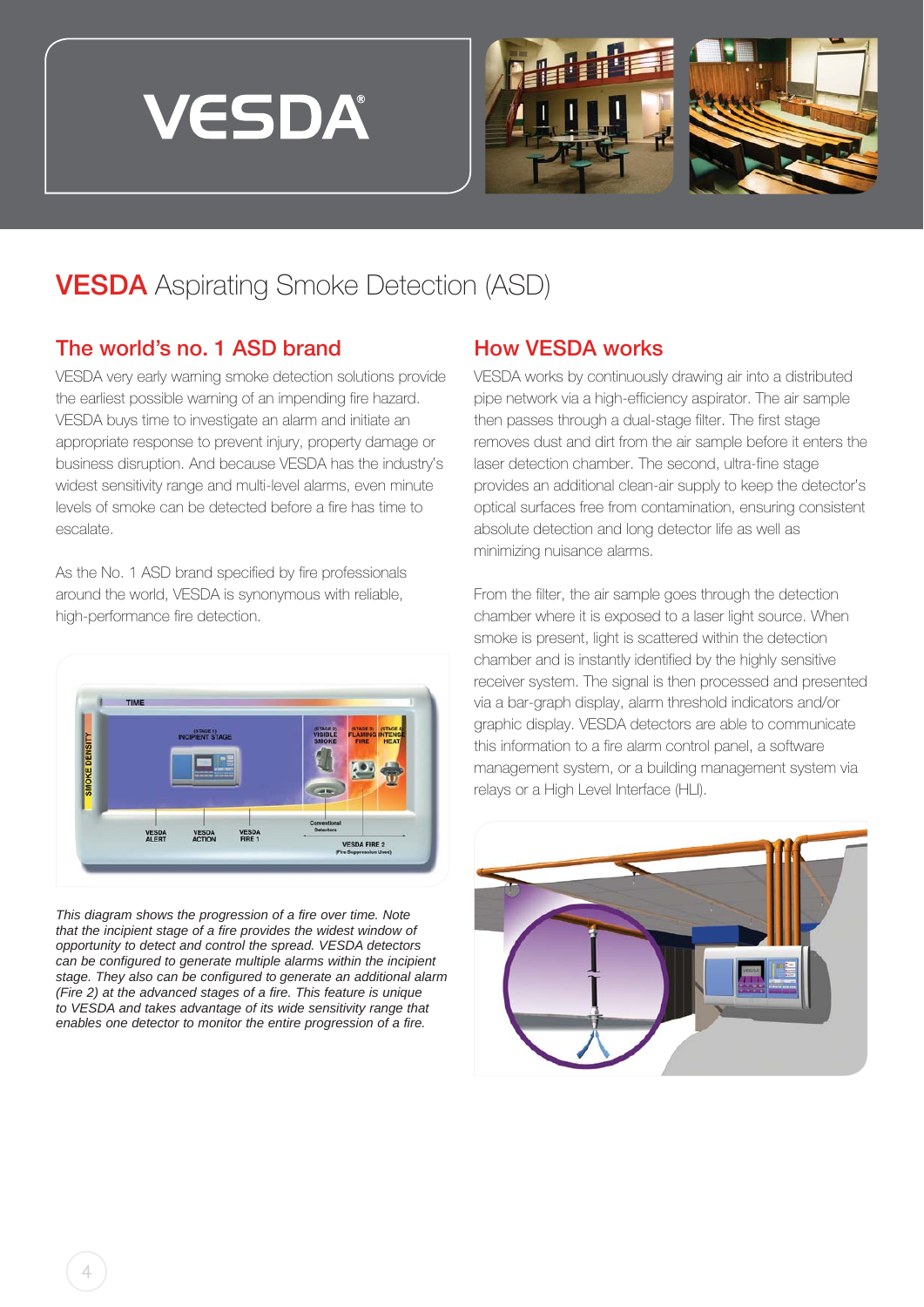# VESDA Aspirating Smoke Detection (ASD)

## The world's no. 1 ASD brand

VESDA very early warning smoke detection solutions provide the earliest possible warning of an impending fire hazard. VESDA buys time to investigate an alarm and initiate an appropriate response to prevent injury, property damage or business disruption. And because VESDA has the industry's widest sensitivity range and multi-level alarms, even minute levels of smoke can be detected before a fire has time to escalate.

As the No. 1 ASD brand specified by fire professionals around the world, VESDA is synonymous with reliable, high-performance fire detection.

*This diagram shows the progression of a fire over time. Note that the incipient stage of a fire provides the widest window of opportunity to detect and control the spread. VESDA detectors can be configured to generate multiple alarms within the incipient stage. They also can be configured to generate an additional alarm (Fire 2) at the advanced stages of a fire. This feature is unique to VESDA and takes advantage of its wide sensitivity range that enables one detector to monitor the entire progression of a fire.*

## How VESDA works

VESDA works by continuously drawing air into a distributed pipe network via a high-efficiency aspirator. The air sample then passes through a dual-stage filter. The first stage removes dust and dirt from the air sample before it enters the laser detection chamber. The second, ultra-fine stage provides an additional clean-air supply to keep the detector's optical surfaces free from contamination, ensuring consistent absolute detection and long detector life as well as minimizing nuisance alarms.

From the filter, the air sample goes through the detection chamber where it is exposed to a laser light source. When smoke is present, light is scattered within the detection chamber and is instantly identified by the highly sensitive receiver system. The signal is then processed and presented via a bar-graph display, alarm threshold indicators and/or graphic display. VESDA detectors are able to communicate this information to a fire alarm control panel, a software management system, or a building management system via relays or a High Level Interface (HLI).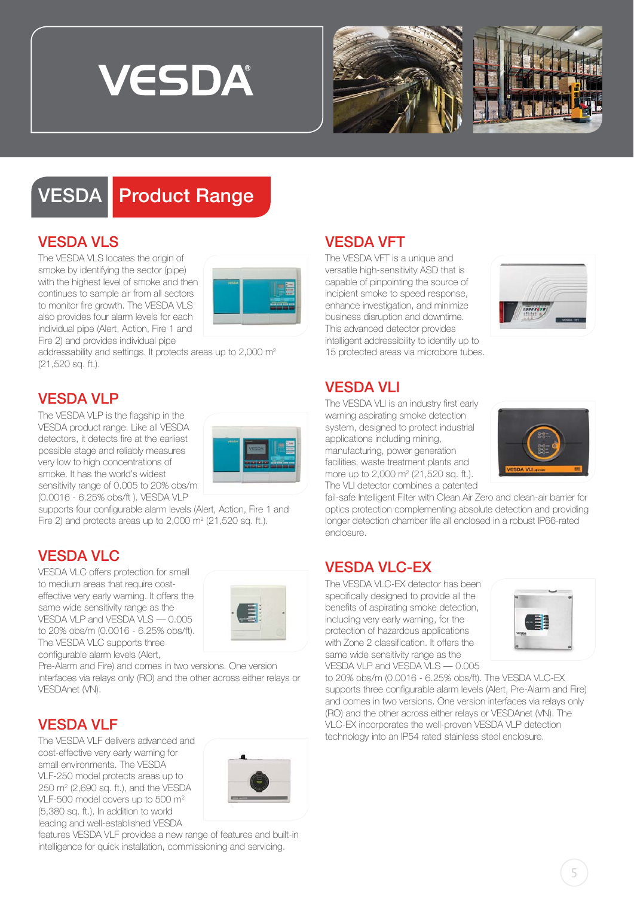# VESDA Product Range

## VESDA VLS

The VESDA VLS locates the origin of smoke by identifying the sector (pipe) with the highest level of smoke and then continues to sample air from all sectors to monitor fire growth. The VESDA VLS also provides four alarm levels for each individual pipe (Alert, Action, Fire 1 and Fire 2) and provides individual pipe addressability and settings. It protects areas up to 2,000 m$^2$ (21,520 sq. ft.).

## VESDA VLP

The VESDA VLP is the flagship in the VESDA product range. Like all VESDA detectors, it detects fire at the earliest possible stage and reliably measures very low to high concentrations of smoke. It has the world's widest sensitivity range of 0.005 to 20% obs/m (0.0016 - 6.25% obs/ft ). VESDA VLP supports four configurable alarm levels (Alert, Action, Fire 1 and Fire 2) and protects areas up to 2,000 m$^2$ (21,520 sq. ft.).

## VESDA VLC

VESDA VLC offers protection for small to medium areas that require cost-effective very early warning. It offers the same wide sensitivity range as the VESDA VLP and VESDA VLS — 0.005 to 20% obs/m (0.0016 - 6.25% obs/ft). The VESDA VLC supports three configurable alarm levels (Alert, Pre-Alarm and Fire) and comes in two versions. One version interfaces via relays only (RO) and the other across either relays or VESDAnet (VN).

## VESDA VLF

The VESDA VLF delivers advanced and cost-effective very early warning for small environments. The VESDA VLF-250 model protects areas up to 250 m$^2$ (2,690 sq. ft.), and the VESDA VLF-500 model covers up to 500 m$^2$ (5,380 sq. ft.). In addition to world leading and well-established VESDA features VESDA VLF provides a new range of features and built-in intelligence for quick installation, commissioning and servicing.

## VESDA VFT

The VESDA VFT is a unique and versatile high-sensitivity ASD that is capable of pinpointing the source of incipient smoke to speed response, enhance investigation, and minimize business disruption and downtime. This advanced detector provides intelligent addressibility to identify up to 15 protected areas via microbore tubes.

## VESDA VLI

The VESDA VLI is an industry first early warning aspirating smoke detection system, designed to protect industrial applications including mining, manufacturing, power generation facilities, waste treatment plants and more up to 2,000 m$^2$ (21,520 sq. ft.). The VLI detector combines a patented fail-safe Intelligent Filter with Clean Air Zero and clean-air barrier for optics protection complementing absolute detection and providing longer detection chamber life all enclosed in a robust IP66-rated enclosure.

## VESDA VLC-EX

The VESDA VLC-EX detector has been specifically designed to provide all the benefits of aspirating smoke detection, including very early warning, for the protection of hazardous applications with Zone 2 classification. It offers the same wide sensitivity range as the VESDA VLP and VESDA VLS — 0.005 to 20% obs/m (0.0016 - 6.25% obs/ft). The VESDA VLC-EX supports three configurable alarm levels (Alert, Pre-Alarm and Fire) and comes in two versions. One version interfaces via relays only (RO) and the other across either relays or VESDAnet (VN). The VLC-EX incorporates the well-proven VESDA VLP detection technology into an IP54 rated stainless steel enclosure.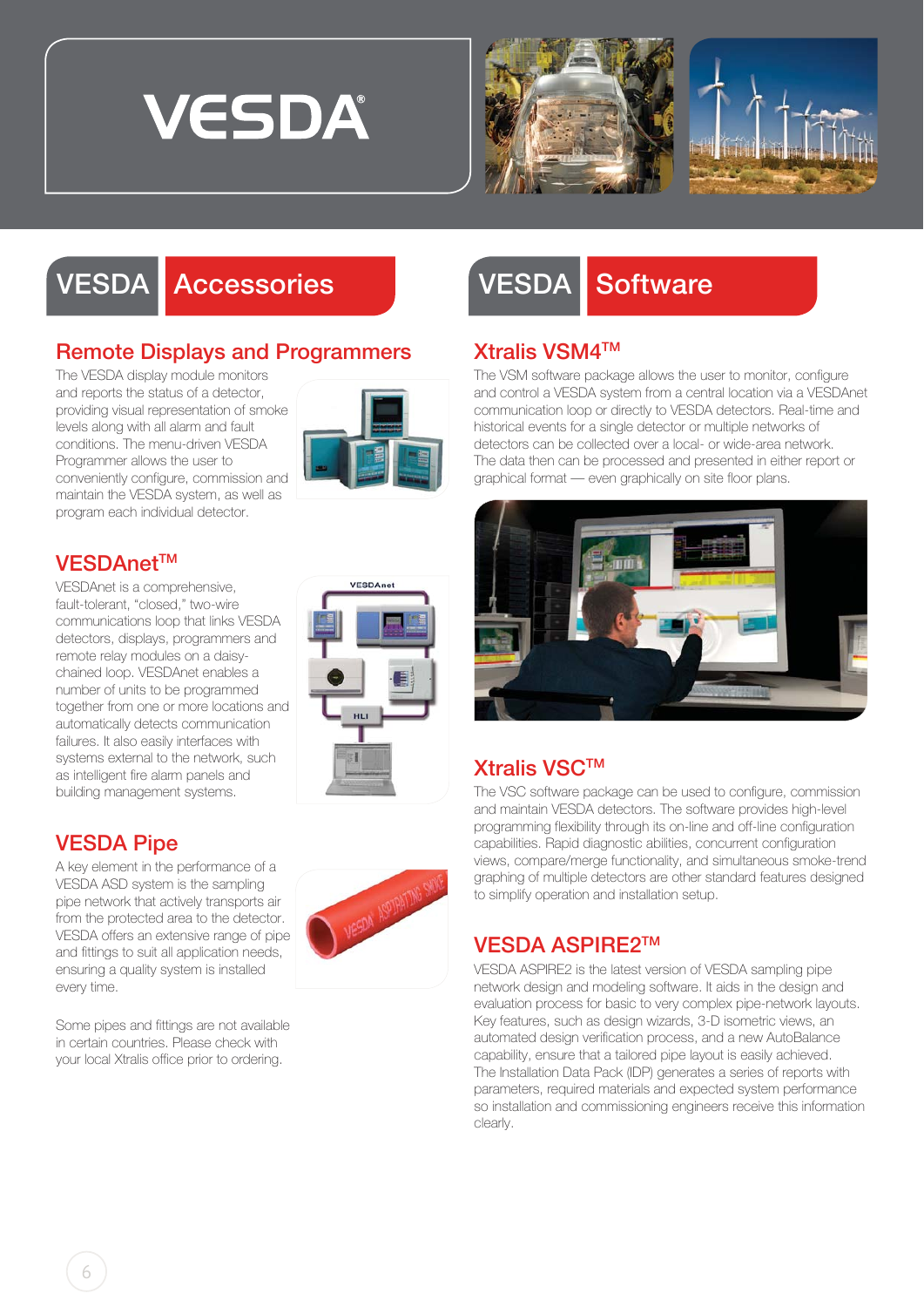# VESDA

## VESDA Accessories

### Remote Displays and Programmers

The VESDA display module monitors and reports the status of a detector, providing visual representation of smoke levels along with all alarm and fault conditions. The menu-driven VESDA Programmer allows the user to conveniently configure, commission and maintain the VESDA system, as well as program each individual detector.

### VESDAnet™

VESDAnet is a comprehensive, fault-tolerant, "closed," two-wire communications loop that links VESDA detectors, displays, programmers and remote relay modules on a daisy-chained loop. VESDAnet enables a number of units to be programmed together from one or more locations and automatically detects communication failures. It also easily interfaces with systems external to the network, such as intelligent fire alarm panels and building management systems.

### VESDA Pipe

A key element in the performance of a VESDA ASD system is the sampling pipe network that actively transports air from the protected area to the detector. VESDA offers an extensive range of pipe and fittings to suit all application needs, ensuring a quality system is installed every time.

Some pipes and fittings are not available in certain countries. Please check with your local Xtralis office prior to ordering.

## VESDA Software

### Xtralis VSM4™

The VSM software package allows the user to monitor, configure and control a VESDA system from a central location via a VESDAnet communication loop or directly to VESDA detectors. Real-time and historical events for a single detector or multiple networks of detectors can be collected over a local- or wide-area network. The data then can be processed and presented in either report or graphical format — even graphically on site floor plans.

### Xtralis VSC™

The VSC software package can be used to configure, commission and maintain VESDA detectors. The software provides high-level programming flexibility through its on-line and off-line configuration capabilities. Rapid diagnostic abilities, concurrent configuration views, compare/merge functionality, and simultaneous smoke-trend graphing of multiple detectors are other standard features designed to simplify operation and installation setup.

### VESDA ASPIRE2™

VESDA ASPIRE2 is the latest version of VESDA sampling pipe network design and modeling software. It aids in the design and evaluation process for basic to very complex pipe-network layouts. Key features, such as design wizards, 3-D isometric views, an automated design verification process, and a new AutoBalance capability, ensure that a tailored pipe layout is easily achieved. The Installation Data Pack (IDP) generates a series of reports with parameters, required materials and expected system performance so installation and commissioning engineers receive this information clearly.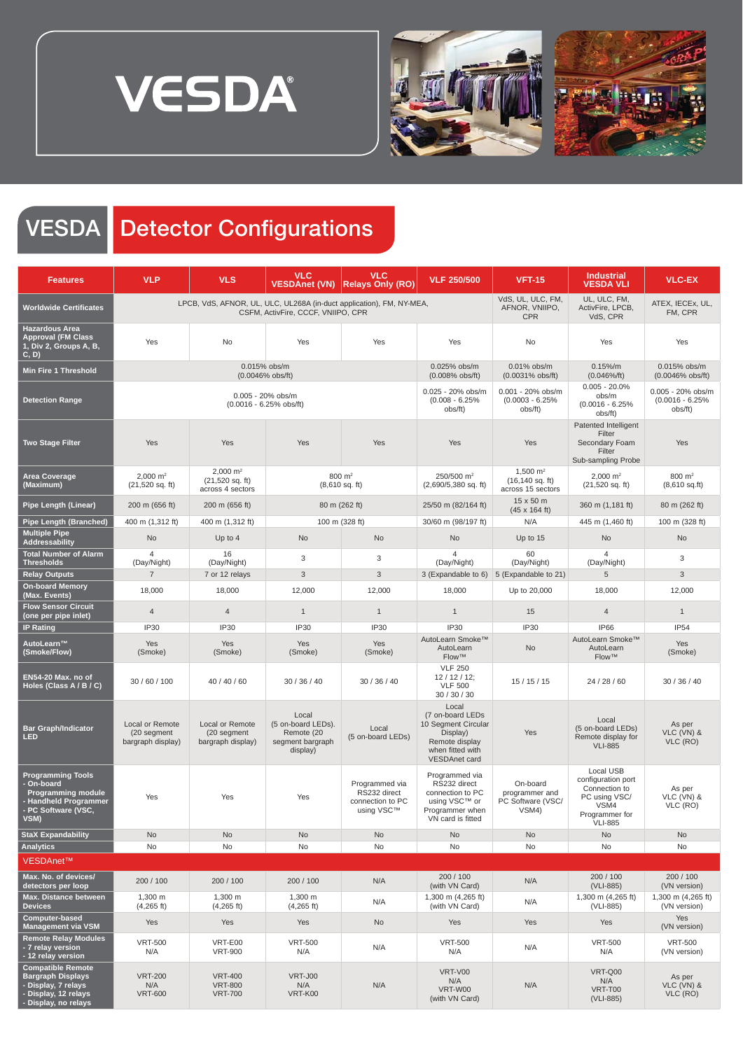# VESDA

## VESDA Detector Configurations

| Features | VLP | VLS | VLC VESDAnet (VN) | VLC Relays Only (RO) | VLF 250/500 | VFT-15 | Industrial VESDA VLI | VLC-EX |
|---|---|---|---|---|---|---|---|---|
| Worldwide Certificates | LPCB, VdS, AFNOR, UL, ULC, UL268A (in-duct application), FM, NY-MEA, CSFM, ActivFire, CCCF, VNIIPO, CPR | | | | | VdS, UL, ULC, FM, AFNOR, VNIIPO, CPR | UL, ULC, FM, ActivFire, LPCB, VdS, CPR | ATEX, IECEx, UL, FM, CPR |
| Hazardous Area Approval (FM Class 1, Div 2, Groups A, B, C, D) | Yes | No | Yes | Yes | Yes | No | Yes | Yes |
| Min Fire 1 Threshold | 0.015% obs/m (0.0046% obs/ft) | | | | 0.025% obs/m (0.008% obs/ft) | 0.01% obs/m (0.0031% obs/ft) | 0.15%/m (0.046%/ft) | 0.015% obs/m (0.0046% obs/ft) |
| Detection Range | 0.005 - 20% obs/m (0.0016 - 6.25% obs/ft) | | | | 0.025 - 20% obs/m (0.008 - 6.25% obs/ft) | 0.001 - 20% obs/m (0.0003 - 6.25% obs/ft) | 0.005 - 20.0% obs/m (0.0016 - 6.25% obs/ft) | 0.005 - 20% obs/m (0.0016 - 6.25% obs/ft) |
| Two Stage Filter | Yes | Yes | Yes | Yes | Yes | Yes | Patented Intelligent Filter Secondary Foam Filter Sub-sampling Probe | Yes |
| Area Coverage (Maximum) | 2,000 m² (21,520 sq. ft) | 2,000 m² (21,520 sq. ft) across 4 sectors | 800 m² (8,610 sq. ft) | | 250/500 m² (2,690/5,380 sq. ft) | 1,500 m² (16,140 sq. ft) across 15 sectors | 2,000 m² (21,520 sq. ft) | 800 m² (8,610 sq.ft) |
| Pipe Length (Linear) | 200 m (656 ft) | 200 m (656 ft) | 80 m (262 ft) | | 25/50 m (82/164 ft) | 15 x 50 m (45 x 164 ft) | 360 m (1,181 ft) | 80 m (262 ft) |
| Pipe Length (Branched) | 400 m (1,312 ft) | 400 m (1,312 ft) | 100 m (328 ft) | | 30/60 m (98/197 ft) | N/A | 445 m (1,460 ft) | 100 m (328 ft) |
| Multiple Pipe Addressability | No | Up to 4 | No | No | No | Up to 15 | No | No |
| Total Number of Alarm Thresholds | 4 (Day/Night) | 16 (Day/Night) | 3 | 3 | 4 (Day/Night) | 60 (Day/Night) | 4 (Day/Night) | 3 |
| Relay Outputs | 7 | 7 or 12 relays | 3 | 3 | 3 (Expandable to 6) | 5 (Expandable to 21) | 5 | 3 |
| On-board Memory (Max. Events) | 18,000 | 18,000 | 12,000 | 12,000 | 18,000 | Up to 20,000 | 18,000 | 12,000 |
| Flow Sensor Circuit (one per pipe inlet) | 4 | 4 | 1 | 1 | 1 | 15 | 4 | 1 |
| IP Rating | IP30 | IP30 | IP30 | IP30 | IP30 | IP30 | IP66 | IP54 |
| AutoLearn™ (Smoke/Flow) | Yes (Smoke) | Yes (Smoke) | Yes (Smoke) | Yes (Smoke) | AutoLearn Smoke™ AutoLearn Flow™ | No | AutoLearn Smoke™ AutoLearn Flow™ | Yes (Smoke) |
| EN54-20 Max. no of Holes (Class A / B / C) | 30 / 60 / 100 | 40 / 40 / 60 | 30 / 36 / 40 | 30 / 36 / 40 | VLF 250 12 / 12 / 12; VLF 500 30 / 30 / 30 | 15 / 15 / 15 | 24 / 28 / 60 | 30 / 36 / 40 |
| Bar Graph/Indicator LED | Local or Remote (20 segment bargraph display) | Local or Remote (20 segment bargraph display) | Local (5 on-board LEDs). Remote (20 segment bargraph display) | Local (5 on-board LEDs) | Local (7 on-board LEDs 10 Segment Circular Display) Remote display when fitted with VESDAnet card | Yes | Local (5 on-board LEDs) Remote display for VLI-885 | As per VLC (VN) & VLC (RO) |
| Programming Tools - On-board Programming module - Handheld Programmer - PC Software (VSC, VSM) | Yes | Yes | Yes | Programmed via RS232 direct connection to PC using VSC™ | Programmed via RS232 direct connection to PC using VSC™ or Programmer when VN card is fitted | On-board programmer and PC Software (VSC/ VSM4) | Local USB configuration port Connection to PC using VSC/ VSM4 Programmer for VLI-885 | As per VLC (VN) & VLC (RO) |
| StaX Expandability | No | No | No | No | No | No | No | No |
| Analytics | No | No | No | No | No | No | No | No |
| **VESDAnet™** | | | | | | | | |
| Max. No. of devices/ detectors per loop | 200 / 100 | 200 / 100 | 200 / 100 | N/A | 200 / 100 (with VN Card) | N/A | 200 / 100 (VLI-885) | 200 / 100 (VN version) |
| Max. Distance between Devices | 1,300 m (4,265 ft) | 1,300 m (4,265 ft) | 1,300 m (4,265 ft) | N/A | 1,300 m (4,265 ft) (with VN Card) | N/A | 1,300 m (4,265 ft) (VLI-885) | 1,300 m (4,265 ft) (VN version) |
| Computer-based Management via VSM | Yes | Yes | Yes | No | Yes | Yes | Yes | Yes (VN version) |
| Remote Relay Modules - 7 relay version - 12 relay version | VRT-500 N/A | VRT-E00 VRT-900 | VRT-500 N/A | N/A | VRT-500 N/A | N/A | VRT-500 N/A | VRT-500 (VN version) |
| Compatible Remote Bargraph Displays - Display, 7 relays - Display, 12 relays - Display, no relays | VRT-200 N/A VRT-600 | VRT-400 VRT-800 VRT-700 | VRT-J00 N/A VRT-K00 | N/A | VRT-V00 N/A VRT-W00 (with VN Card) | N/A | VRT-Q00 N/A VRT-T00 (VLI-885) | As per VLC (VN) & VLC (RO) |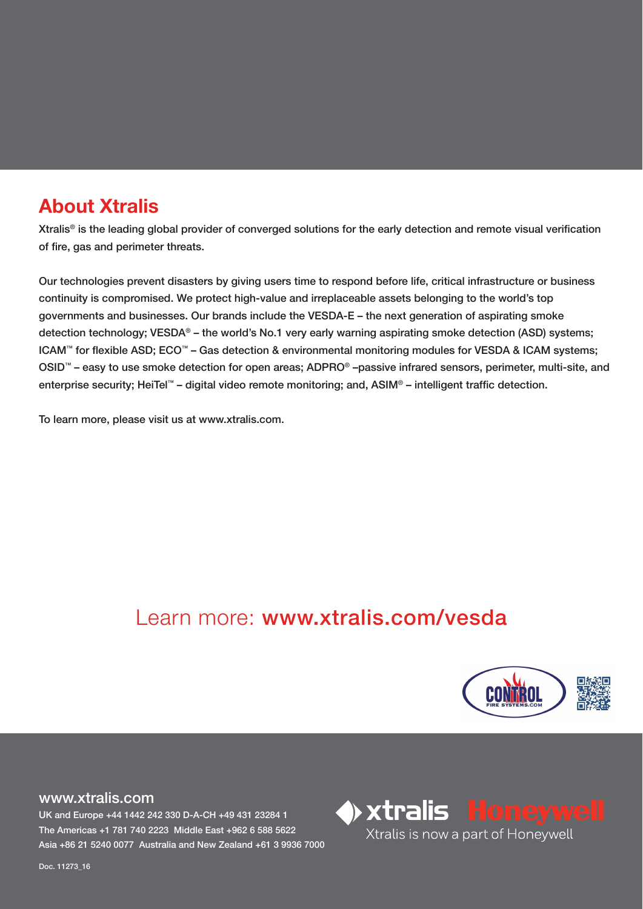## About Xtralis

Xtralis® is the leading global provider of converged solutions for the early detection and remote visual verification of fire, gas and perimeter threats.

Our technologies prevent disasters by giving users time to respond before life, critical infrastructure or business continuity is compromised. We protect high-value and irreplaceable assets belonging to the world's top governments and businesses. Our brands include the VESDA-E – the next generation of aspirating smoke detection technology; VESDA® – the world's No.1 very early warning aspirating smoke detection (ASD) systems; ICAM™ for flexible ASD; ECO™ – Gas detection & environmental monitoring modules for VESDA & ICAM systems; OSID™ – easy to use smoke detection for open areas; ADPRO® –passive infrared sensors, perimeter, multi-site, and enterprise security; HeiTel™ – digital video remote monitoring; and, ASIM® – intelligent traffic detection.

To learn more, please visit us at www.xtralis.com.

Learn more: **www.xtralis.com/vesda**

CONTROL FIRE SYSTEMS.COM

**www.xtralis.com**

UK and Europe +44 1442 242 330 D-A-CH +49 431 23284 1
The Americas +1 781 740 2223 Middle East +962 6 588 5622
Asia +86 21 5240 0077 Australia and New Zealand +61 3 9936 7000

xtralis Honeywell

Xtralis is now a part of Honeywell

Doc. 11273_16